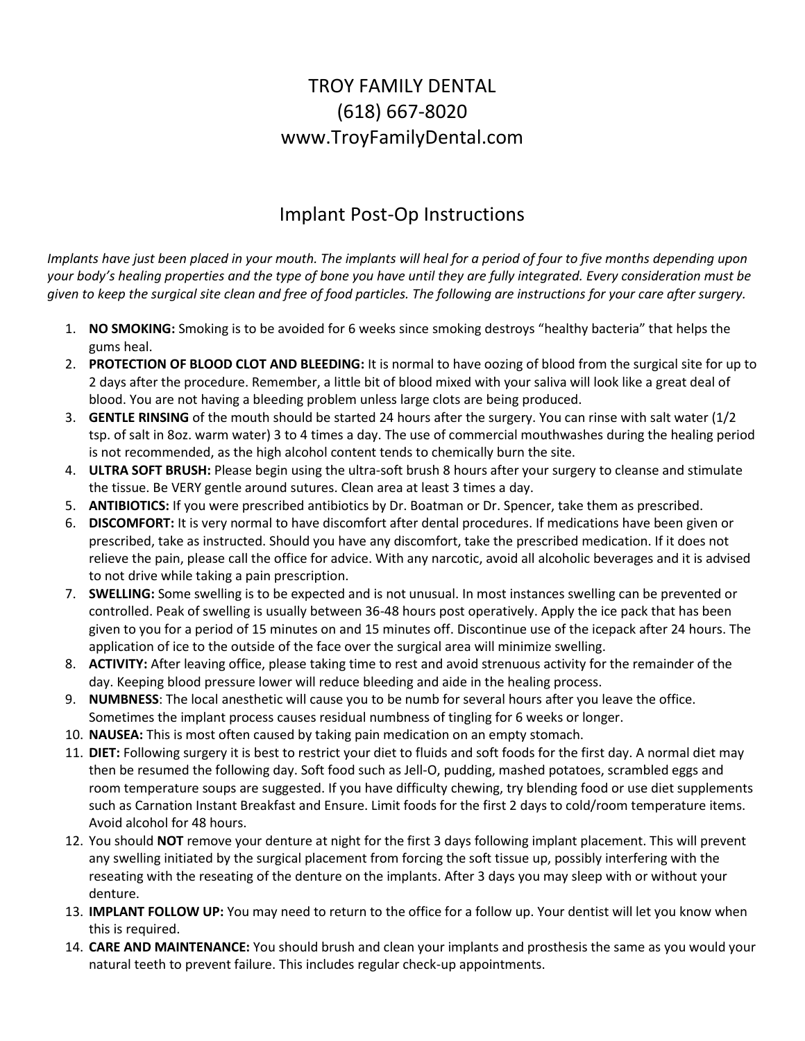# TROY FAMILY DENTAL

(618) 667-8020

www.TroyFamilyDental.com

## Implant Post-Op Instructions

*Implants have just been placed in your mouth. The implants will heal for a period of four to five months depending upon your body's healing properties and the type of bone you have until they are fully integrated. Every consideration must be given to keep the surgical site clean and free of food particles. The following are instructions for your care after surgery.*

1. **NO SMOKING:** Smoking is to be avoided for 6 weeks since smoking destroys "healthy bacteria" that helps the gums heal.
2. **PROTECTION OF BLOOD CLOT AND BLEEDING:** It is normal to have oozing of blood from the surgical site for up to 2 days after the procedure. Remember, a little bit of blood mixed with your saliva will look like a great deal of blood. You are not having a bleeding problem unless large clots are being produced.
3. **GENTLE RINSING** of the mouth should be started 24 hours after the surgery. You can rinse with salt water (1/2 tsp. of salt in 8oz. warm water) 3 to 4 times a day. The use of commercial mouthwashes during the healing period is not recommended, as the high alcohol content tends to chemically burn the site.
4. **ULTRA SOFT BRUSH:** Please begin using the ultra-soft brush 8 hours after your surgery to cleanse and stimulate the tissue. Be VERY gentle around sutures. Clean area at least 3 times a day.
5. **ANTIBIOTICS:** If you were prescribed antibiotics by Dr. Boatman or Dr. Spencer, take them as prescribed.
6. **DISCOMFORT:** It is very normal to have discomfort after dental procedures. If medications have been given or prescribed, take as instructed. Should you have any discomfort, take the prescribed medication. If it does not relieve the pain, please call the office for advice. With any narcotic, avoid all alcoholic beverages and it is advised to not drive while taking a pain prescription.
7. **SWELLING:** Some swelling is to be expected and is not unusual. In most instances swelling can be prevented or controlled. Peak of swelling is usually between 36-48 hours post operatively. Apply the ice pack that has been given to you for a period of 15 minutes on and 15 minutes off. Discontinue use of the icepack after 24 hours. The application of ice to the outside of the face over the surgical area will minimize swelling.
8. **ACTIVITY:** After leaving office, please taking time to rest and avoid strenuous activity for the remainder of the day. Keeping blood pressure lower will reduce bleeding and aide in the healing process.
9. **NUMBNESS**: The local anesthetic will cause you to be numb for several hours after you leave the office. Sometimes the implant process causes residual numbness of tingling for 6 weeks or longer.
10. **NAUSEA:** This is most often caused by taking pain medication on an empty stomach.
11. **DIET:** Following surgery it is best to restrict your diet to fluids and soft foods for the first day. A normal diet may then be resumed the following day. Soft food such as Jell-O, pudding, mashed potatoes, scrambled eggs and room temperature soups are suggested. If you have difficulty chewing, try blending food or use diet supplements such as Carnation Instant Breakfast and Ensure. Limit foods for the first 2 days to cold/room temperature items. Avoid alcohol for 48 hours.
12. You should **NOT** remove your denture at night for the first 3 days following implant placement. This will prevent any swelling initiated by the surgical placement from forcing the soft tissue up, possibly interfering with the reseating with the reseating of the denture on the implants. After 3 days you may sleep with or without your denture.
13. **IMPLANT FOLLOW UP:** You may need to return to the office for a follow up. Your dentist will let you know when this is required.
14. **CARE AND MAINTENANCE:** You should brush and clean your implants and prosthesis the same as you would your natural teeth to prevent failure. This includes regular check-up appointments.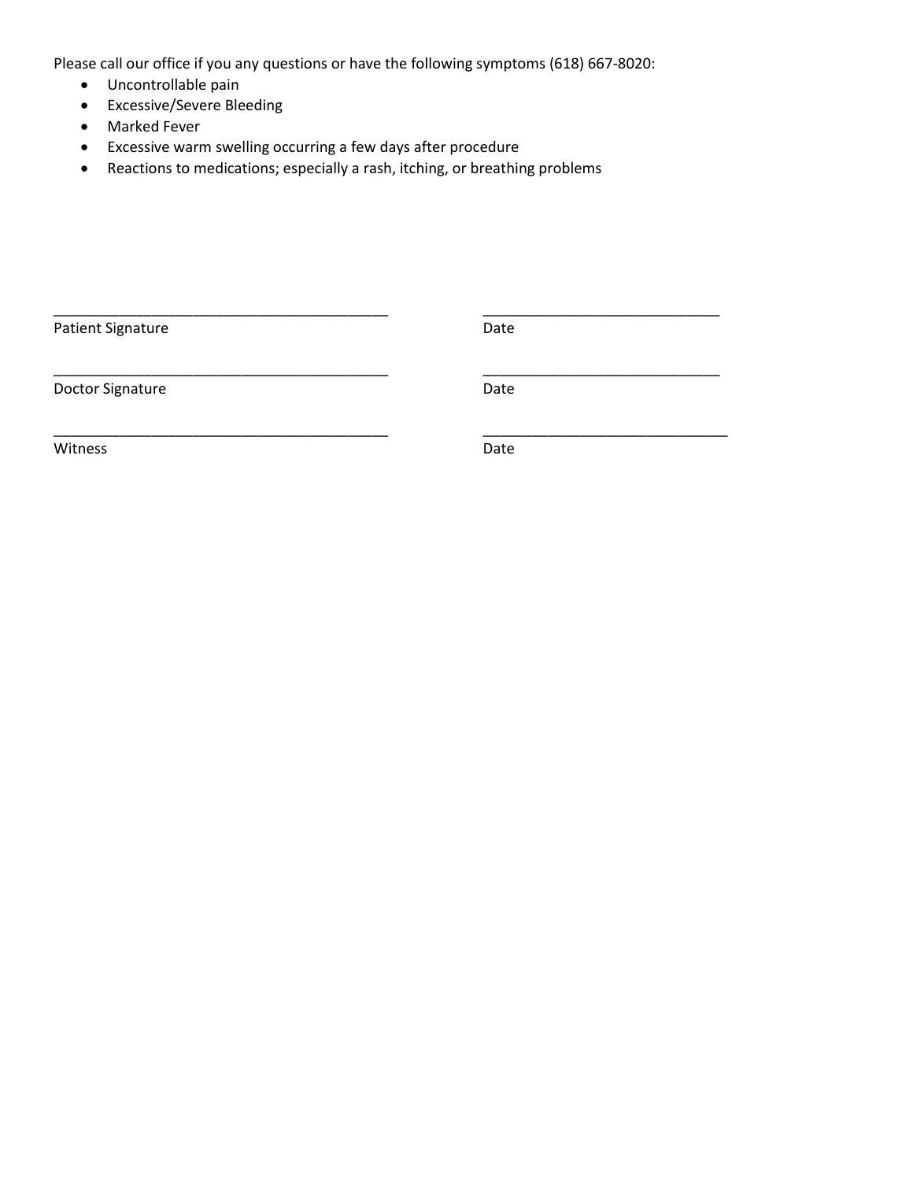Please call our office if you any questions or have the following symptoms (618) 667-8020:

- Uncontrollable pain
- Excessive/Severe Bleeding
- Marked Fever
- Excessive warm swelling occurring a few days after procedure
- Reactions to medications; especially a rash, itching, or breathing problems

| | |
|---|---|
| ___________________________________________ | ______________________________ |
| Patient Signature | Date |
| ___________________________________________ | ______________________________ |
| Doctor Signature | Date |
| ___________________________________________ | _______________________________ |
| Witness | Date |